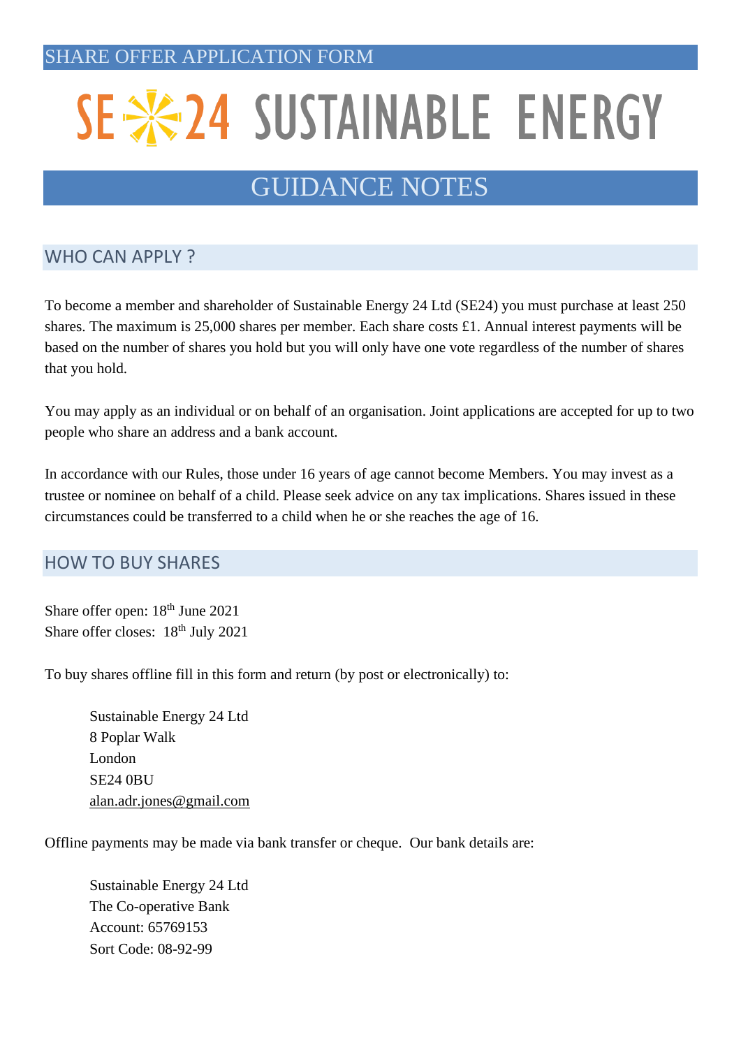SHARE OFFER APPLICATION FORM

# SE24 SUSTAINABLE ENERGY

## GUIDANCE NOTES

### WHO CAN APPLY ?

To become a member and shareholder of Sustainable Energy 24 Ltd (SE24) you must purchase at least 250 shares. The maximum is 25,000 shares per member. Each share costs £1. Annual interest payments will be based on the number of shares you hold but you will only have one vote regardless of the number of shares that you hold.

You may apply as an individual or on behalf of an organisation. Joint applications are accepted for up to two people who share an address and a bank account.

In accordance with our Rules, those under 16 years of age cannot become Members. You may invest as a trustee or nominee on behalf of a child. Please seek advice on any tax implications. Shares issued in these circumstances could be transferred to a child when he or she reaches the age of 16.

### HOW TO BUY SHARES

Share offer open: 18th June 2021
Share offer closes: 18th July 2021

To buy shares offline fill in this form and return (by post or electronically) to:

Sustainable Energy 24 Ltd
8 Poplar Walk
London
SE24 0BU
alan.adr.jones@gmail.com

Offline payments may be made via bank transfer or cheque. Our bank details are:

Sustainable Energy 24 Ltd
The Co-operative Bank
Account: 65769153
Sort Code: 08-92-99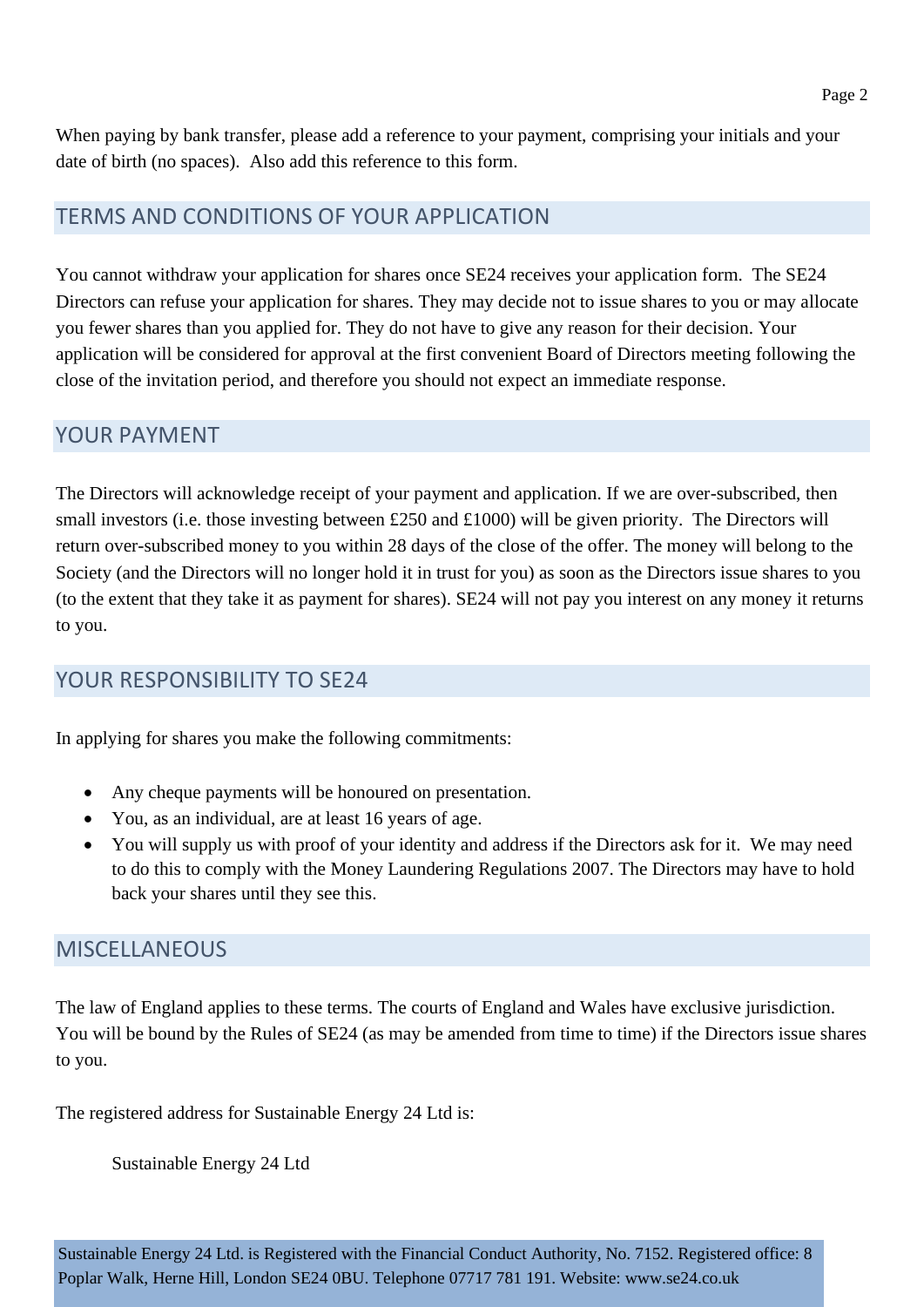When paying by bank transfer, please add a reference to your payment, comprising your initials and your date of birth (no spaces). Also add this reference to this form.

## TERMS AND CONDITIONS OF YOUR APPLICATION

You cannot withdraw your application for shares once SE24 receives your application form. The SE24 Directors can refuse your application for shares. They may decide not to issue shares to you or may allocate you fewer shares than you applied for. They do not have to give any reason for their decision. Your application will be considered for approval at the first convenient Board of Directors meeting following the close of the invitation period, and therefore you should not expect an immediate response.

## YOUR PAYMENT

The Directors will acknowledge receipt of your payment and application. If we are over-subscribed, then small investors (i.e. those investing between £250 and £1000) will be given priority. The Directors will return over-subscribed money to you within 28 days of the close of the offer. The money will belong to the Society (and the Directors will no longer hold it in trust for you) as soon as the Directors issue shares to you (to the extent that they take it as payment for shares). SE24 will not pay you interest on any money it returns to you.

## YOUR RESPONSIBILITY TO SE24

In applying for shares you make the following commitments:

- Any cheque payments will be honoured on presentation.
- You, as an individual, are at least 16 years of age.
- You will supply us with proof of your identity and address if the Directors ask for it. We may need to do this to comply with the Money Laundering Regulations 2007. The Directors may have to hold back your shares until they see this.

## MISCELLANEOUS

The law of England applies to these terms. The courts of England and Wales have exclusive jurisdiction. You will be bound by the Rules of SE24 (as may be amended from time to time) if the Directors issue shares to you.

The registered address for Sustainable Energy 24 Ltd is:

Sustainable Energy 24 Ltd

Sustainable Energy 24 Ltd. is Registered with the Financial Conduct Authority, No. 7152. Registered office: 8 Poplar Walk, Herne Hill, London SE24 0BU. Telephone 07717 781 191. Website: www.se24.co.uk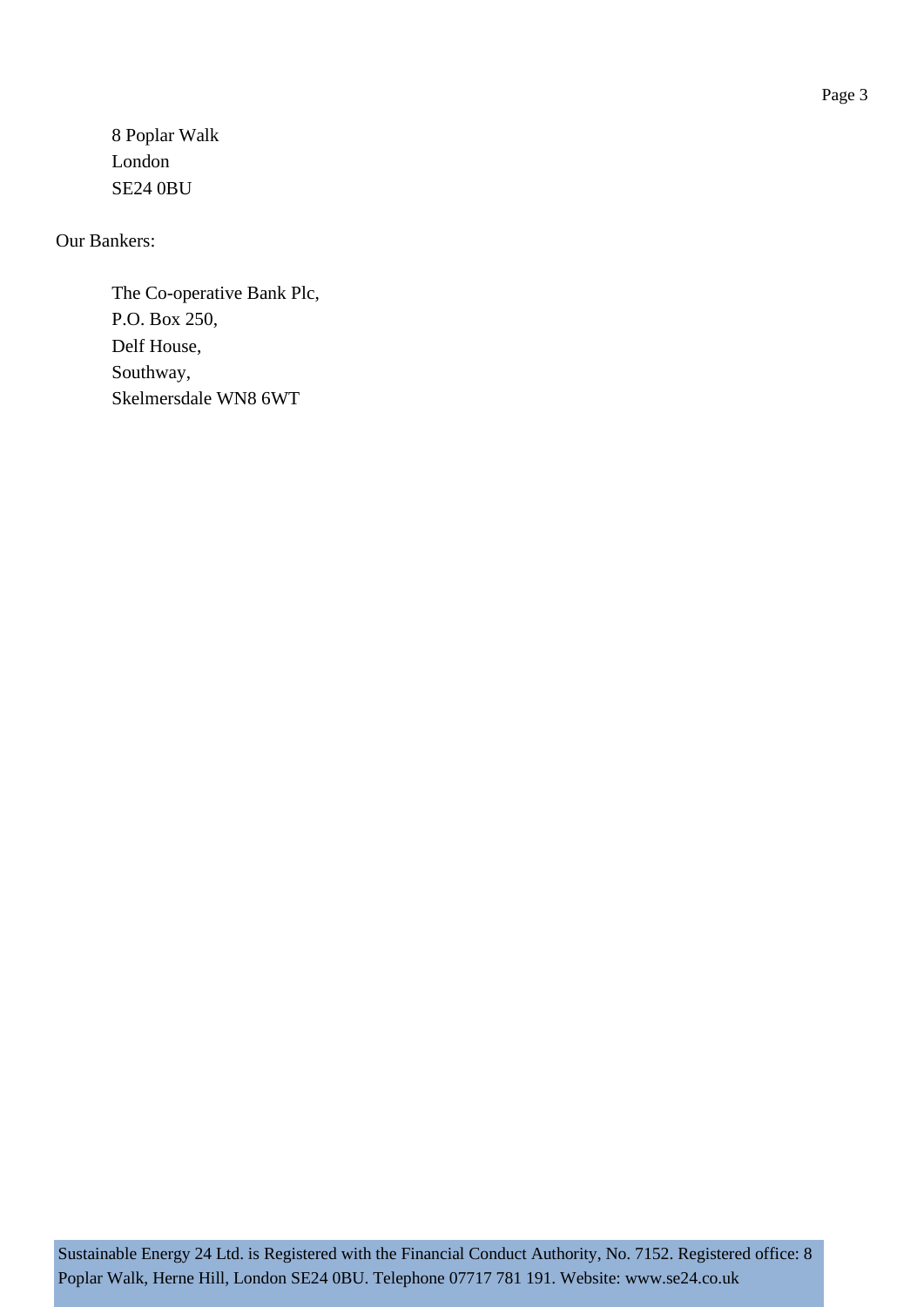8 Poplar Walk
London
SE24 0BU

Our Bankers:

The Co-operative Bank Plc,
P.O. Box 250,
Delf House,
Southway,
Skelmersdale WN8 6WT

Sustainable Energy 24 Ltd. is Registered with the Financial Conduct Authority, No. 7152. Registered office: 8 Poplar Walk, Herne Hill, London SE24 0BU. Telephone 07717 781 191. Website: www.se24.co.uk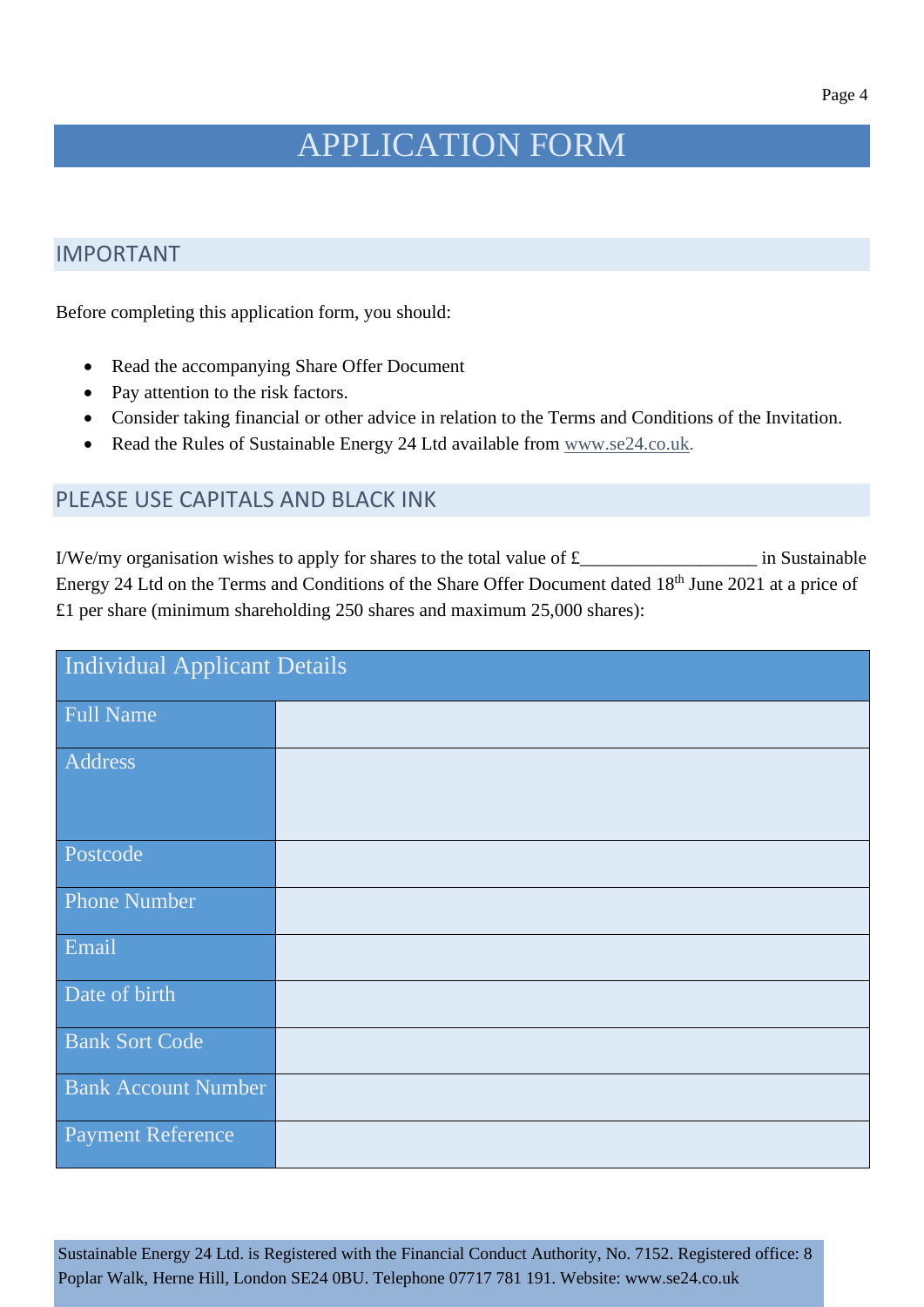# APPLICATION FORM

## IMPORTANT

Before completing this application form, you should:

- Read the accompanying Share Offer Document
- Pay attention to the risk factors.
- Consider taking financial or other advice in relation to the Terms and Conditions of the Invitation.
- Read the Rules of Sustainable Energy 24 Ltd available from www.se24.co.uk.

## PLEASE USE CAPITALS AND BLACK INK

I/We/my organisation wishes to apply for shares to the total value of £___________________ in Sustainable Energy 24 Ltd on the Terms and Conditions of the Share Offer Document dated 18th June 2021 at a price of £1 per share (minimum shareholding 250 shares and maximum 25,000 shares):

| Individual Applicant Details | |
|---|---|
| Full Name | |
| Address | |
| Postcode | |
| Phone Number | |
| Email | |
| Date of birth | |
| Bank Sort Code | |
| Bank Account Number | |
| Payment Reference | |

Sustainable Energy 24 Ltd. is Registered with the Financial Conduct Authority, No. 7152. Registered office: 8 Poplar Walk, Herne Hill, London SE24 0BU. Telephone 07717 781 191. Website: www.se24.co.uk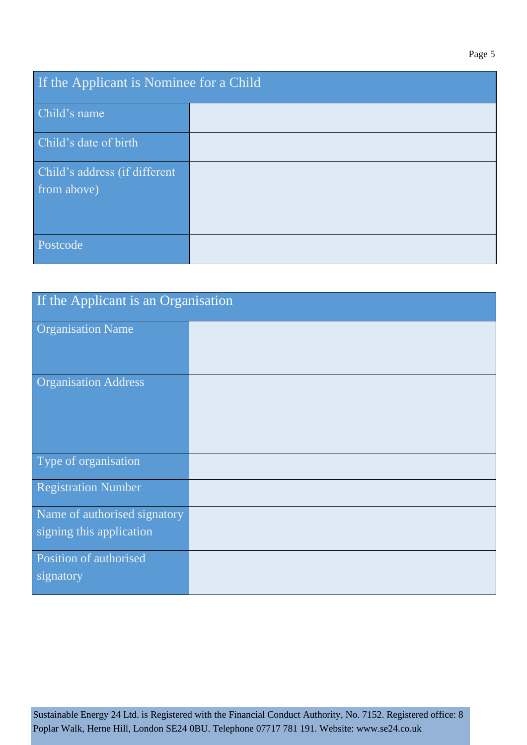| If the Applicant is Nominee for a Child | |
|---|---|
| Child's name | |
| Child's date of birth | |
| Child's address (if different from above) | |
| Postcode | |

| If the Applicant is an Organisation | |
|---|---|
| Organisation Name | |
| Organisation Address | |
| Type of organisation | |
| Registration Number | |
| Name of authorised signatory signing this application | |
| Position of authorised signatory | |

Sustainable Energy 24 Ltd. is Registered with the Financial Conduct Authority, No. 7152. Registered office: 8 Poplar Walk, Herne Hill, London SE24 0BU. Telephone 07717 781 191. Website: www.se24.co.uk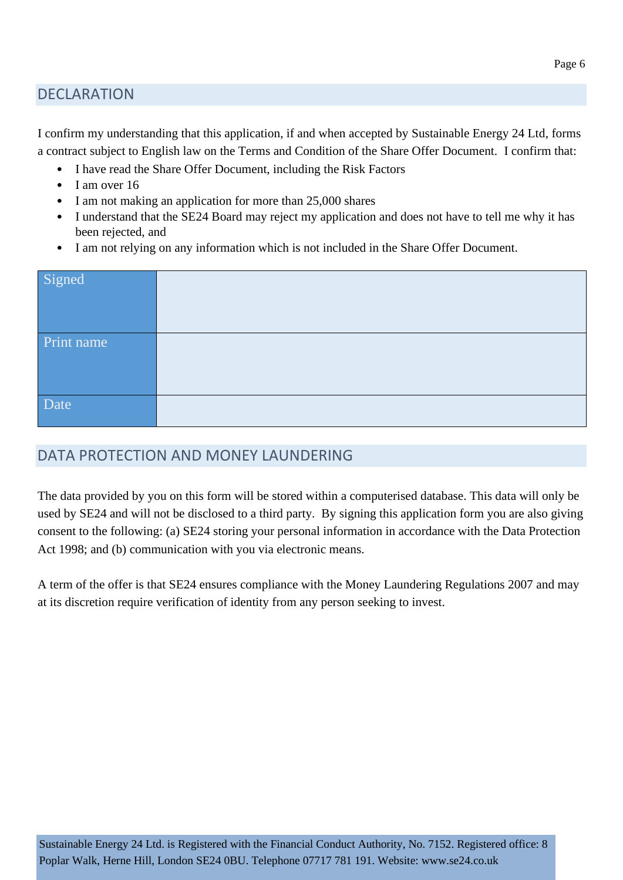## DECLARATION

I confirm my understanding that this application, if and when accepted by Sustainable Energy 24 Ltd, forms a contract subject to English law on the Terms and Condition of the Share Offer Document. I confirm that:

- I have read the Share Offer Document, including the Risk Factors
- I am over 16
- I am not making an application for more than 25,000 shares
- I understand that the SE24 Board may reject my application and does not have to tell me why it has been rejected, and
- I am not relying on any information which is not included in the Share Offer Document.

| | |
|---|---|
| Signed | |
| Print name | |
| Date | |

## DATA PROTECTION AND MONEY LAUNDERING

The data provided by you on this form will be stored within a computerised database. This data will only be used by SE24 and will not be disclosed to a third party. By signing this application form you are also giving consent to the following: (a) SE24 storing your personal information in accordance with the Data Protection Act 1998; and (b) communication with you via electronic means.

A term of the offer is that SE24 ensures compliance with the Money Laundering Regulations 2007 and may at its discretion require verification of identity from any person seeking to invest.

Sustainable Energy 24 Ltd. is Registered with the Financial Conduct Authority, No. 7152. Registered office: 8 Poplar Walk, Herne Hill, London SE24 0BU. Telephone 07717 781 191. Website: www.se24.co.uk